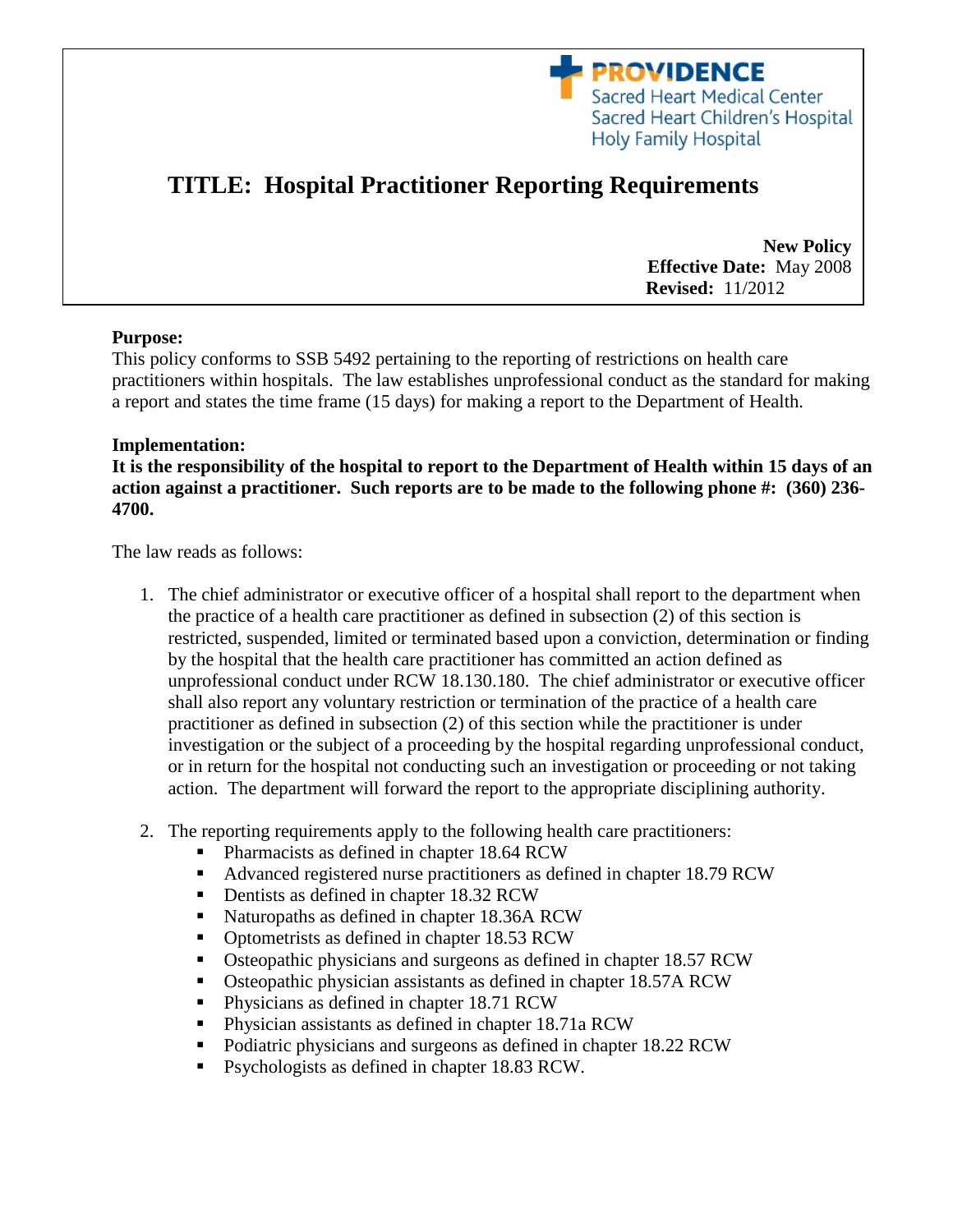PROVIDENCE
Sacred Heart Medical Center
Sacred Heart Children's Hospital
Holy Family Hospital

# TITLE: Hospital Practitioner Reporting Requirements

**New Policy**
**Effective Date:** May 2008
**Revised:** 11/2012

**Purpose:**
This policy conforms to SSB 5492 pertaining to the reporting of restrictions on health care practitioners within hospitals. The law establishes unprofessional conduct as the standard for making a report and states the time frame (15 days) for making a report to the Department of Health.

**Implementation:**
**It is the responsibility of the hospital to report to the Department of Health within 15 days of an action against a practitioner. Such reports are to be made to the following phone #: (360) 236-4700.**

The law reads as follows:

1. The chief administrator or executive officer of a hospital shall report to the department when the practice of a health care practitioner as defined in subsection (2) of this section is restricted, suspended, limited or terminated based upon a conviction, determination or finding by the hospital that the health care practitioner has committed an action defined as unprofessional conduct under RCW 18.130.180. The chief administrator or executive officer shall also report any voluntary restriction or termination of the practice of a health care practitioner as defined in subsection (2) of this section while the practitioner is under investigation or the subject of a proceeding by the hospital regarding unprofessional conduct, or in return for the hospital not conducting such an investigation or proceeding or not taking action. The department will forward the report to the appropriate disciplining authority.

2. The reporting requirements apply to the following health care practitioners:
   - Pharmacists as defined in chapter 18.64 RCW
   - Advanced registered nurse practitioners as defined in chapter 18.79 RCW
   - Dentists as defined in chapter 18.32 RCW
   - Naturopaths as defined in chapter 18.36A RCW
   - Optometrists as defined in chapter 18.53 RCW
   - Osteopathic physicians and surgeons as defined in chapter 18.57 RCW
   - Osteopathic physician assistants as defined in chapter 18.57A RCW
   - Physicians as defined in chapter 18.71 RCW
   - Physician assistants as defined in chapter 18.71a RCW
   - Podiatric physicians and surgeons as defined in chapter 18.22 RCW
   - Psychologists as defined in chapter 18.83 RCW.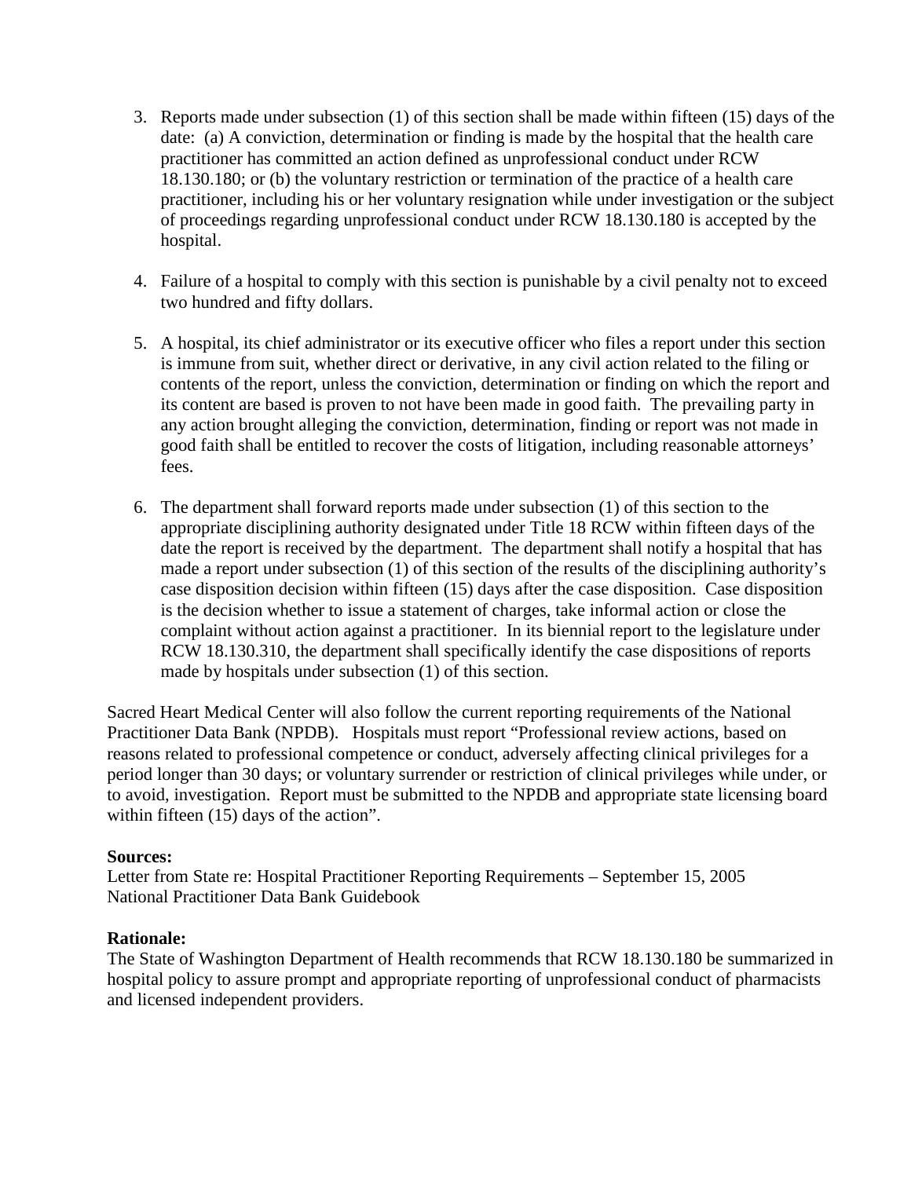3. Reports made under subsection (1) of this section shall be made within fifteen (15) days of the date: (a) A conviction, determination or finding is made by the hospital that the health care practitioner has committed an action defined as unprofessional conduct under RCW 18.130.180; or (b) the voluntary restriction or termination of the practice of a health care practitioner, including his or her voluntary resignation while under investigation or the subject of proceedings regarding unprofessional conduct under RCW 18.130.180 is accepted by the hospital.

4. Failure of a hospital to comply with this section is punishable by a civil penalty not to exceed two hundred and fifty dollars.

5. A hospital, its chief administrator or its executive officer who files a report under this section is immune from suit, whether direct or derivative, in any civil action related to the filing or contents of the report, unless the conviction, determination or finding on which the report and its content are based is proven to not have been made in good faith. The prevailing party in any action brought alleging the conviction, determination, finding or report was not made in good faith shall be entitled to recover the costs of litigation, including reasonable attorneys' fees.

6. The department shall forward reports made under subsection (1) of this section to the appropriate disciplining authority designated under Title 18 RCW within fifteen days of the date the report is received by the department. The department shall notify a hospital that has made a report under subsection (1) of this section of the results of the disciplining authority's case disposition decision within fifteen (15) days after the case disposition. Case disposition is the decision whether to issue a statement of charges, take informal action or close the complaint without action against a practitioner. In its biennial report to the legislature under RCW 18.130.310, the department shall specifically identify the case dispositions of reports made by hospitals under subsection (1) of this section.

Sacred Heart Medical Center will also follow the current reporting requirements of the National Practitioner Data Bank (NPDB). Hospitals must report "Professional review actions, based on reasons related to professional competence or conduct, adversely affecting clinical privileges for a period longer than 30 days; or voluntary surrender or restriction of clinical privileges while under, or to avoid, investigation. Report must be submitted to the NPDB and appropriate state licensing board within fifteen (15) days of the action".

**Sources:**
Letter from State re: Hospital Practitioner Reporting Requirements – September 15, 2005
National Practitioner Data Bank Guidebook

**Rationale:**
The State of Washington Department of Health recommends that RCW 18.130.180 be summarized in hospital policy to assure prompt and appropriate reporting of unprofessional conduct of pharmacists and licensed independent providers.